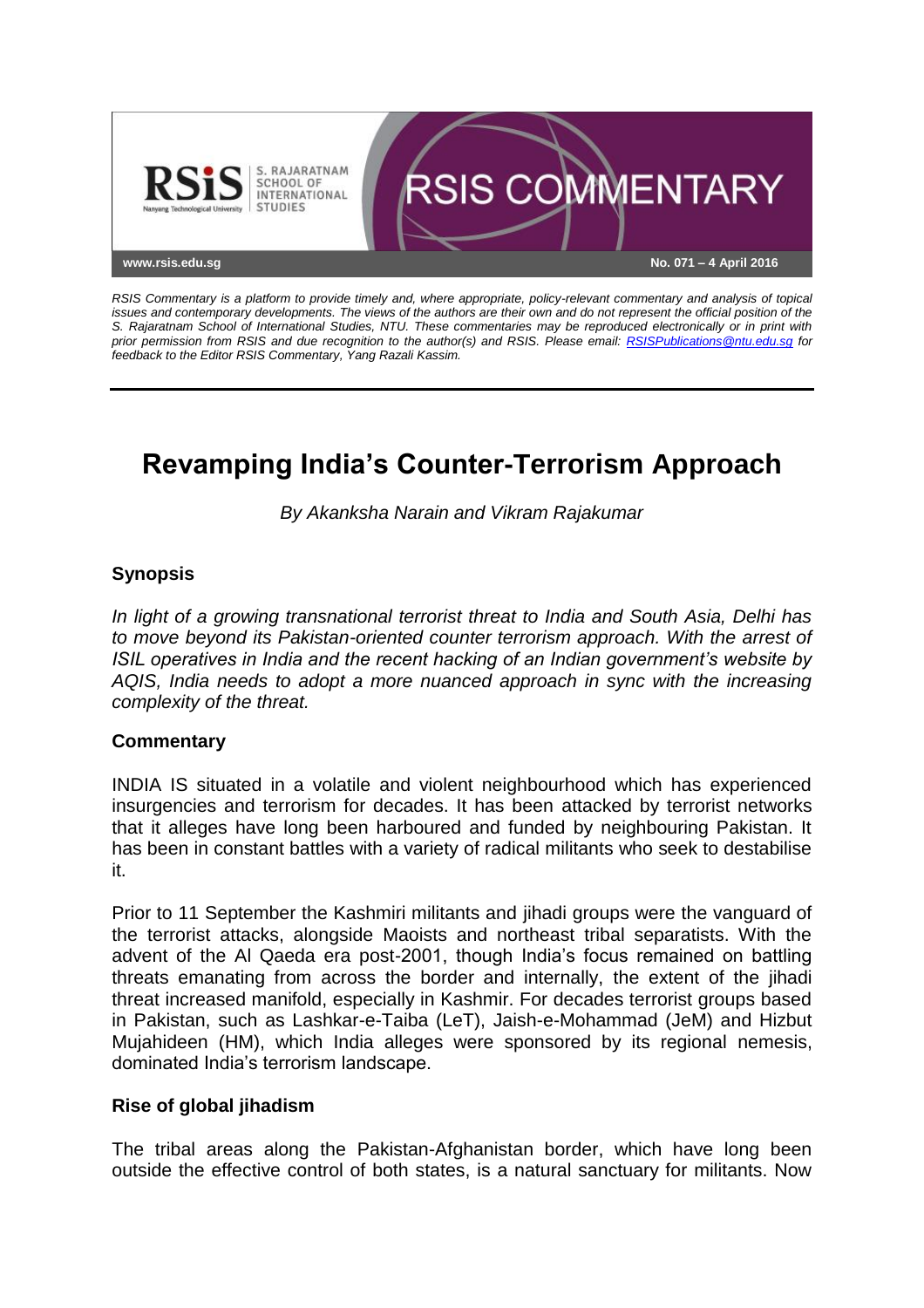RSIS Commentary is a platform to provide timely and, where appropriate, policy-relevant commentary and analysis of topical issues and contemporary developments. The views of the authors are their own and do not represent the official position of the S. Rajaratnam School of International Studies, NTU. These commentaries may be reproduced electronically or in print with prior permission from RSIS and due recognition to the author(s) and RSIS. Please email: RSISPublications@ntu.edu.sg for feedback to the Editor RSIS Commentary, Yang Razali Kassim.

# Revamping India's Counter-Terrorism Approach

*By Akanksha Narain and Vikram Rajakumar*

## Synopsis

*In light of a growing transnational terrorist threat to India and South Asia, Delhi has to move beyond its Pakistan-oriented counter terrorism approach. With the arrest of ISIL operatives in India and the recent hacking of an Indian government's website by AQIS, India needs to adopt a more nuanced approach in sync with the increasing complexity of the threat.*

## Commentary

INDIA IS situated in a volatile and violent neighbourhood which has experienced insurgencies and terrorism for decades. It has been attacked by terrorist networks that it alleges have long been harboured and funded by neighbouring Pakistan. It has been in constant battles with a variety of radical militants who seek to destabilise it.

Prior to 11 September the Kashmiri militants and jihadi groups were the vanguard of the terrorist attacks, alongside Maoists and northeast tribal separatists. With the advent of the Al Qaeda era post-2001, though India's focus remained on battling threats emanating from across the border and internally, the extent of the jihadi threat increased manifold, especially in Kashmir. For decades terrorist groups based in Pakistan, such as Lashkar-e-Taiba (LeT), Jaish-e-Mohammad (JeM) and Hizbut Mujahideen (HM), which India alleges were sponsored by its regional nemesis, dominated India's terrorism landscape.

### Rise of global jihadism

The tribal areas along the Pakistan-Afghanistan border, which have long been outside the effective control of both states, is a natural sanctuary for militants. Now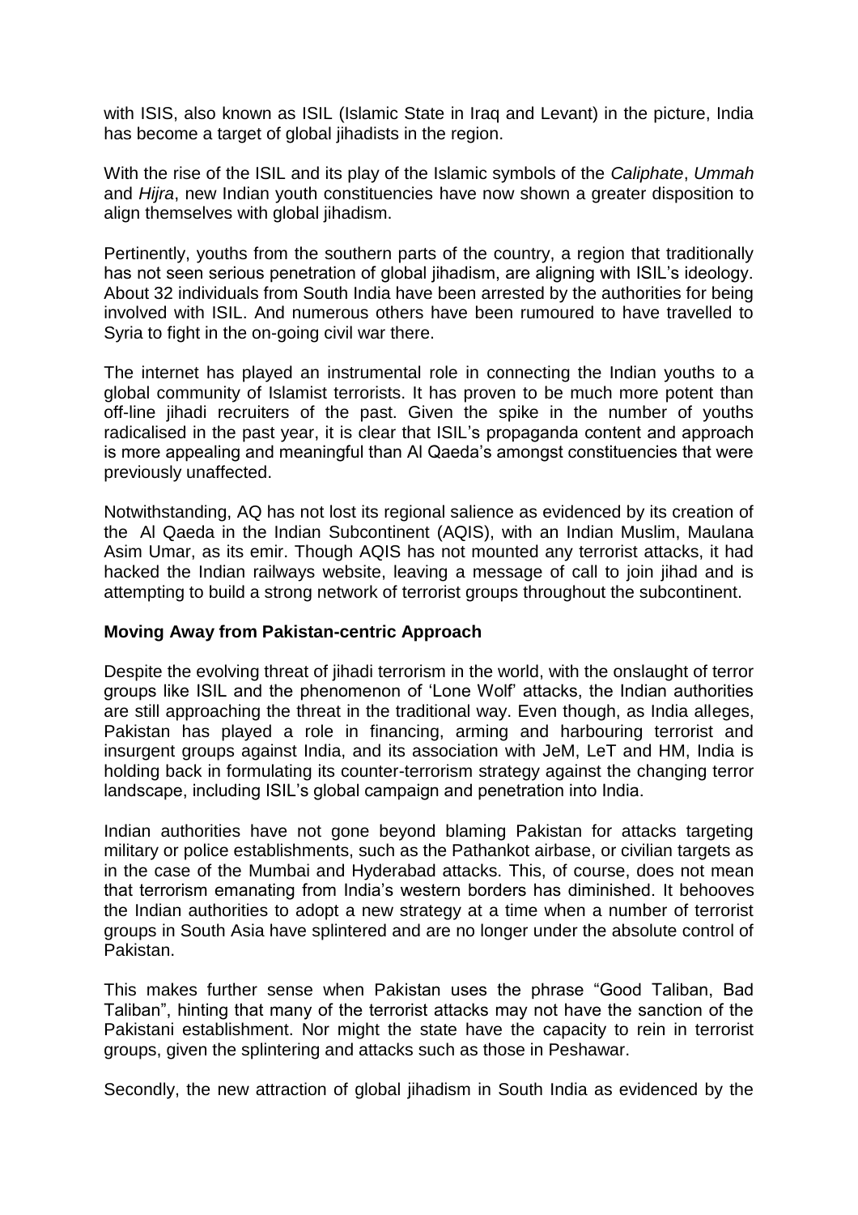with ISIS, also known as ISIL (Islamic State in Iraq and Levant) in the picture, India has become a target of global jihadists in the region.

With the rise of the ISIL and its play of the Islamic symbols of the *Caliphate*, *Ummah* and *Hijra*, new Indian youth constituencies have now shown a greater disposition to align themselves with global jihadism.

Pertinently, youths from the southern parts of the country, a region that traditionally has not seen serious penetration of global jihadism, are aligning with ISIL's ideology. About 32 individuals from South India have been arrested by the authorities for being involved with ISIL. And numerous others have been rumoured to have travelled to Syria to fight in the on-going civil war there.

The internet has played an instrumental role in connecting the Indian youths to a global community of Islamist terrorists. It has proven to be much more potent than off-line jihadi recruiters of the past. Given the spike in the number of youths radicalised in the past year, it is clear that ISIL's propaganda content and approach is more appealing and meaningful than Al Qaeda's amongst constituencies that were previously unaffected.

Notwithstanding, AQ has not lost its regional salience as evidenced by its creation of the Al Qaeda in the Indian Subcontinent (AQIS), with an Indian Muslim, Maulana Asim Umar, as its emir. Though AQIS has not mounted any terrorist attacks, it had hacked the Indian railways website, leaving a message of call to join jihad and is attempting to build a strong network of terrorist groups throughout the subcontinent.

**Moving Away from Pakistan-centric Approach**

Despite the evolving threat of jihadi terrorism in the world, with the onslaught of terror groups like ISIL and the phenomenon of 'Lone Wolf' attacks, the Indian authorities are still approaching the threat in the traditional way. Even though, as India alleges, Pakistan has played a role in financing, arming and harbouring terrorist and insurgent groups against India, and its association with JeM, LeT and HM, India is holding back in formulating its counter-terrorism strategy against the changing terror landscape, including ISIL's global campaign and penetration into India.

Indian authorities have not gone beyond blaming Pakistan for attacks targeting military or police establishments, such as the Pathankot airbase, or civilian targets as in the case of the Mumbai and Hyderabad attacks. This, of course, does not mean that terrorism emanating from India's western borders has diminished. It behooves the Indian authorities to adopt a new strategy at a time when a number of terrorist groups in South Asia have splintered and are no longer under the absolute control of Pakistan.

This makes further sense when Pakistan uses the phrase "Good Taliban, Bad Taliban", hinting that many of the terrorist attacks may not have the sanction of the Pakistani establishment. Nor might the state have the capacity to rein in terrorist groups, given the splintering and attacks such as those in Peshawar.

Secondly, the new attraction of global jihadism in South India as evidenced by the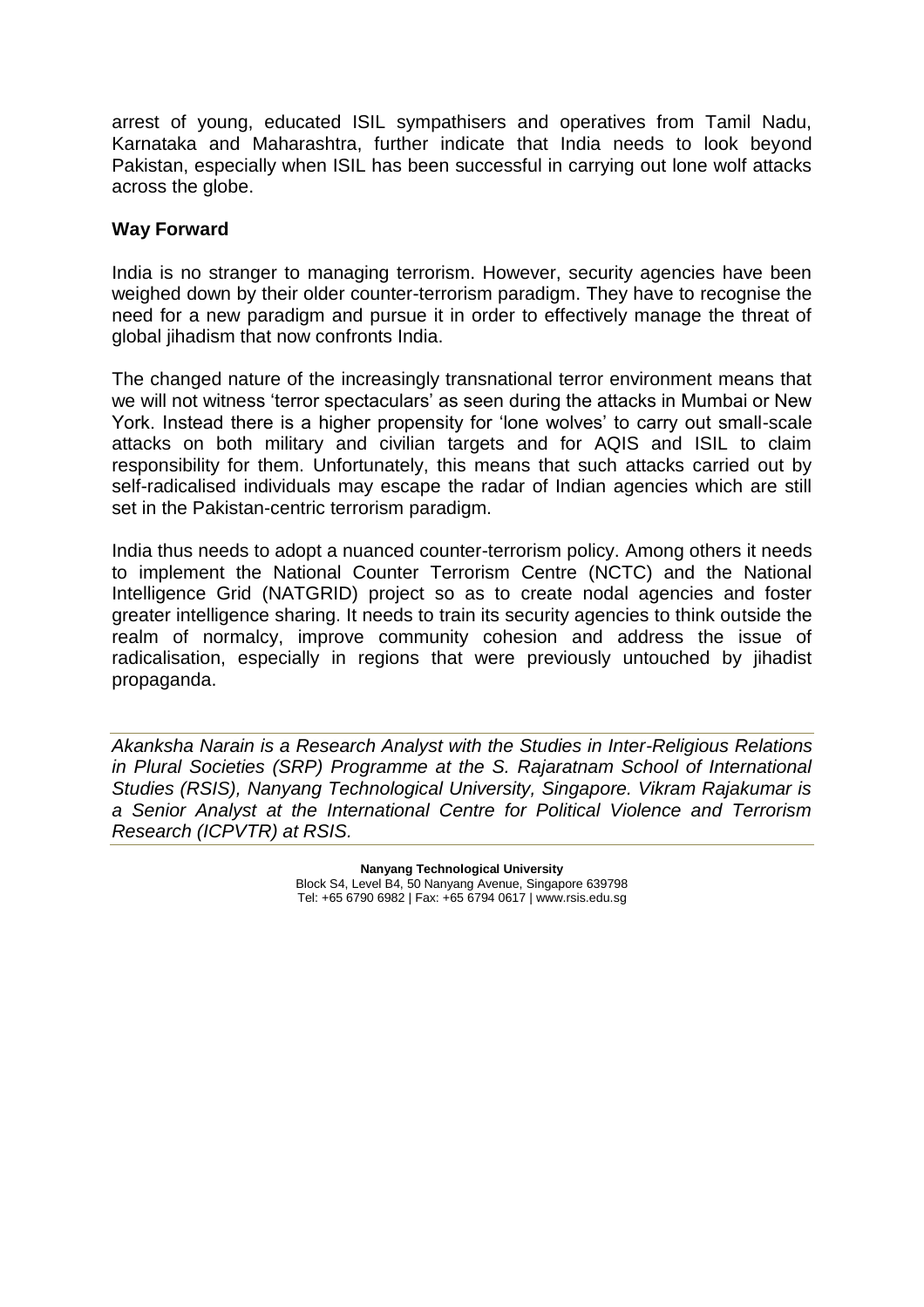arrest of young, educated ISIL sympathisers and operatives from Tamil Nadu, Karnataka and Maharashtra, further indicate that India needs to look beyond Pakistan, especially when ISIL has been successful in carrying out lone wolf attacks across the globe.

**Way Forward**

India is no stranger to managing terrorism. However, security agencies have been weighed down by their older counter-terrorism paradigm. They have to recognise the need for a new paradigm and pursue it in order to effectively manage the threat of global jihadism that now confronts India.

The changed nature of the increasingly transnational terror environment means that we will not witness 'terror spectaculars' as seen during the attacks in Mumbai or New York. Instead there is a higher propensity for 'lone wolves' to carry out small-scale attacks on both military and civilian targets and for AQIS and ISIL to claim responsibility for them. Unfortunately, this means that such attacks carried out by self-radicalised individuals may escape the radar of Indian agencies which are still set in the Pakistan-centric terrorism paradigm.

India thus needs to adopt a nuanced counter-terrorism policy. Among others it needs to implement the National Counter Terrorism Centre (NCTC) and the National Intelligence Grid (NATGRID) project so as to create nodal agencies and foster greater intelligence sharing. It needs to train its security agencies to think outside the realm of normalcy, improve community cohesion and address the issue of radicalisation, especially in regions that were previously untouched by jihadist propaganda.

---

*Akanksha Narain is a Research Analyst with the Studies in Inter-Religious Relations in Plural Societies (SRP) Programme at the S. Rajaratnam School of International Studies (RSIS), Nanyang Technological University, Singapore. Vikram Rajakumar is a Senior Analyst at the International Centre for Political Violence and Terrorism Research (ICPVTR) at RSIS.*

---

**Nanyang Technological University**
Block S4, Level B4, 50 Nanyang Avenue, Singapore 639798
Tel: +65 6790 6982 | Fax: +65 6794 0617 | www.rsis.edu.sg